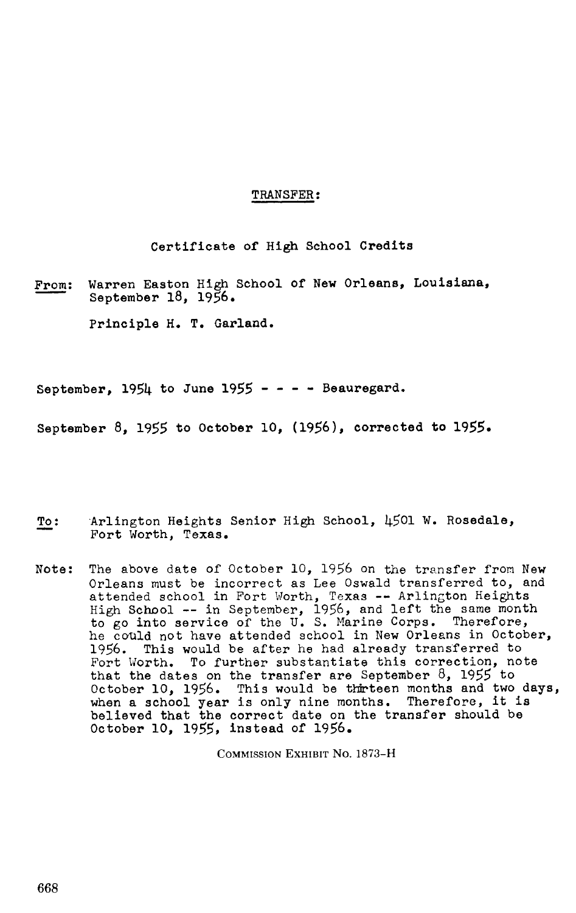<u>TRANSFER:</u>

Certificate of High School Credits

<u>From</u>: Warren Easton High School of New Orleans, Louisiana, September 18, 1956.

Principle H. T. Garland.

September, 1954 to June 1955 - - - - Beauregard.

September 8, 1955 to October 10, (1956), corrected to 1955.

<u>To</u>: Arlington Heights Senior High School, 4501 W. Rosedale, Fort Worth, Texas.

Note: The above date of October 10, 1956 on the transfer from New Orleans must be incorrect as Lee Oswald transferred to, and attended school in Fort Worth, Texas -- Arlington Heights High School -- in September, 1956, and left the same month to go into service of the U. S. Marine Corps. Therefore, he could not have attended school in New Orleans in October, 1956. This would be after he had already transferred to Fort Worth. To further substantiate this correction, note that the dates on the transfer are September 8, 1955 to October 10, 1956. This would be thirteen months and two days, when a school year is only nine months. Therefore, it is believed that the correct date on the transfer should be October 10, 1955, instead of 1956.

COMMISSION EXHIBIT No. 1873-H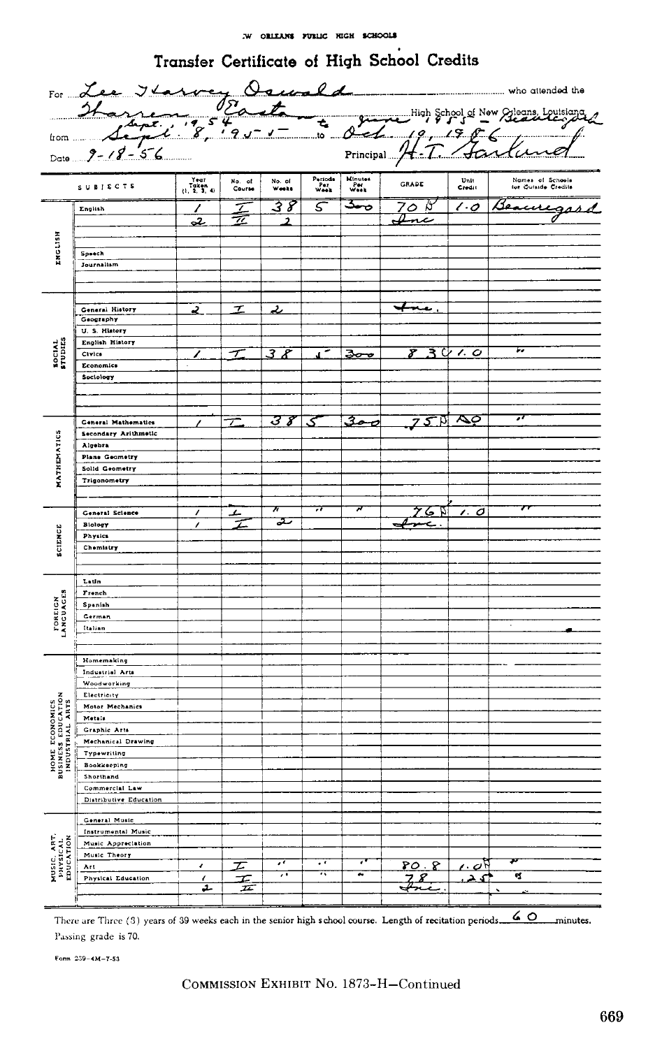NEW ORLEANS PUBLIC HIGH SCHOOLS

# Transfer Certificate of High School Credits

For Lee Harvey Oswald who attended the Warren Easton High School of New Orleans, Louisiana
from Sept. 8, '55 to Oct. 19, 1956 (Sept. '54 to June 1955 – Beauregard)

Date 9-18-56 Principal H. T. Garland

| | SUBJECTS | Year Taken (1, 2, 3, 4) | No. of Course | No. of Weeks | Periods Per Week | Minutes Per Week | GRADE | Unit Credit | Names of Schools for Outside Credits |
|---|---|---|---|---|---|---|---|---|---|
| ENGLISH | English | 1 | I | 38 | 5 | 300 | 70 B | 1.0 | Beauregard |
| | | 2 | II | 2 | | | Inc | | |
| | Speech | | | | | | | | |
| | Journalism | | | | | | | | |
| SOCIAL STUDIES | General History | 2 | I | 2 | | | Inc. | | |
| | Geography | | | | | | | | |
| | U. S. History | | | | | | | | |
| | English History | | | | | | | | |
| | Civics | 1 | I | 38 | 5 | 300 | 83 | 1.0 | " |
| | Economics | | | | | | | | |
| | Sociology | | | | | | | | |
| MATHEMATICS | General Mathematics | 1 | I | 38 | 5 | 300 | 75 B | .50 | " |
| | Secondary Arithmetic | | | | | | | | |
| | Algebra | | | | | | | | |
| | Plane Geometry | | | | | | | | |
| | Solid Geometry | | | | | | | | |
| | Trigonometry | | | | | | | | |
| SCIENCE | General Science | 1 | I | " | " | " | 76 B | 1.0 | " |
| | Biology | 1 | I | 2 | | | Inc. | | |
| | Physics | | | | | | | | |
| | Chemistry | | | | | | | | |
| FOREIGN LANGUAGES | Latin | | | | | | | | |
| | French | | | | | | | | |
| | Spanish | | | | | | | | |
| | German | | | | | | | | |
| | Italian | | | | | | | | |
| HOME ECONOMICS BUSINESS EDUCATION INDUSTRIAL ARTS | Homemaking | | | | | | | | |
| | Industrial Arts | | | | | | | | |
| | Woodworking | | | | | | | | |
| | Electricity | | | | | | | | |
| | Motor Mechanics | | | | | | | | |
| | Metals | | | | | | | | |
| | Graphic Arts | | | | | | | | |
| | Mechanical Drawing | | | | | | | | |
| | Typewriting | | | | | | | | |
| | Bookkeeping | | | | | | | | |
| | Shorthand | | | | | | | | |
| | Commercial Law | | | | | | | | |
| | Distributive Education | | | | | | | | |
| MUSIC, ART, PHYSICAL EDUCATION | General Music | | | | | | | | |
| | Instrumental Music | | | | | | | | |
| | Music Appreciation | | | | | | | | |
| | Music Theory | | | | | | | | |
| | Art | 1 | I | " | " | " | 80.8 | 1.0 | " |
| | Physical Education | 1 | I | " | " | " | 78 | .25 | " |
| | | 2 | II | | | | Inc. | | |

There are Three (3) years of 39 weeks each in the senior high school course. Length of recitation periods 60 minutes.
Passing grade is 70.

Form 239-4M-7-53

COMMISSION EXHIBIT No. 1873-H—Continued